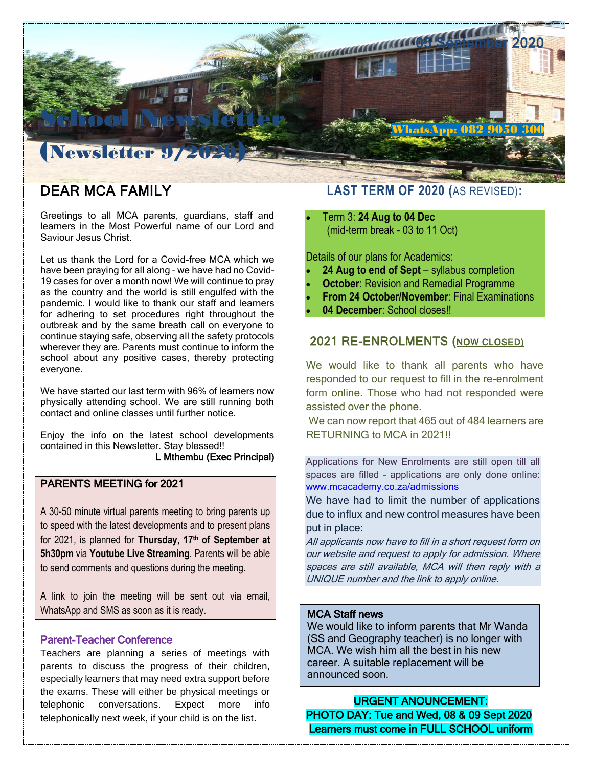# School Newsletter (Newsletter 9/2020)

05 September 2020

WhatsApp: 082 9050 300

## DEAR MCA FAMILY

Greetings to all MCA parents, guardians, staff and learners in the Most Powerful name of our Lord and Saviour Jesus Christ.

Let us thank the Lord for a Covid-free MCA which we have been praying for all along – we have had no Covid-19 cases for over a month now! We will continue to pray as the country and the world is still engulfed with the pandemic. I would like to thank our staff and learners for adhering to set procedures right throughout the outbreak and by the same breath call on everyone to continue staying safe, observing all the safety protocols wherever they are. Parents must continue to inform the school about any positive cases, thereby protecting everyone.

We have started our last term with 96% of learners now physically attending school. We are still running both contact and online classes until further notice.

Enjoy the info on the latest school developments contained in this Newsletter. Stay blessed!!

L Mthembu (Exec Principal)

### PARENTS MEETING for 2021

A 30-50 minute virtual parents meeting to bring parents up to speed with the latest developments and to present plans for 2021, is planned for **Thursday, 17th of September at 5h30pm** via **Youtube Live Streaming**. Parents will be able to send comments and questions during the meeting.

A link to join the meeting will be sent out via email, WhatsApp and SMS as soon as it is ready.

### Parent-Teacher Conference

Teachers are planning a series of meetings with parents to discuss the progress of their children, especially learners that may need extra support before the exams. These will either be physical meetings or telephonic conversations. Expect more info telephonically next week, if your child is on the list.

## LAST TERM OF 2020 (AS REVISED):

- Term 3: **24 Aug to 04 Dec**
  (mid-term break - 03 to 11 Oct)

Details of our plans for Academics:

- **24 Aug to end of Sept** – syllabus completion
- **October**: Revision and Remedial Programme
- **From 24 October/November**: Final Examinations
- **04 December**: School closes!!

## 2021 RE-ENROLMENTS (NOW CLOSED)

We would like to thank all parents who have responded to our request to fill in the re-enrolment form online. Those who had not responded were assisted over the phone.

We can now report that 465 out of 484 learners are RETURNING to MCA in 2021!!

Applications for New Enrolments are still open till all spaces are filled – applications are only done online: www.mcacademy.co.za/admissions

We have had to limit the number of applications due to influx and new control measures have been put in place:

*All applicants now have to fill in a short request form on our website and request to apply for admission. Where spaces are still available, MCA will then reply with a UNIQUE number and the link to apply online.*

### MCA Staff news

We would like to inform parents that Mr Wanda (SS and Geography teacher) is no longer with MCA. We wish him all the best in his new career. A suitable replacement will be announced soon.

**URGENT ANOUNCEMENT:**
**PHOTO DAY: Tue and Wed, 08 & 09 Sept 2020**
**Learners must come in FULL SCHOOL uniform**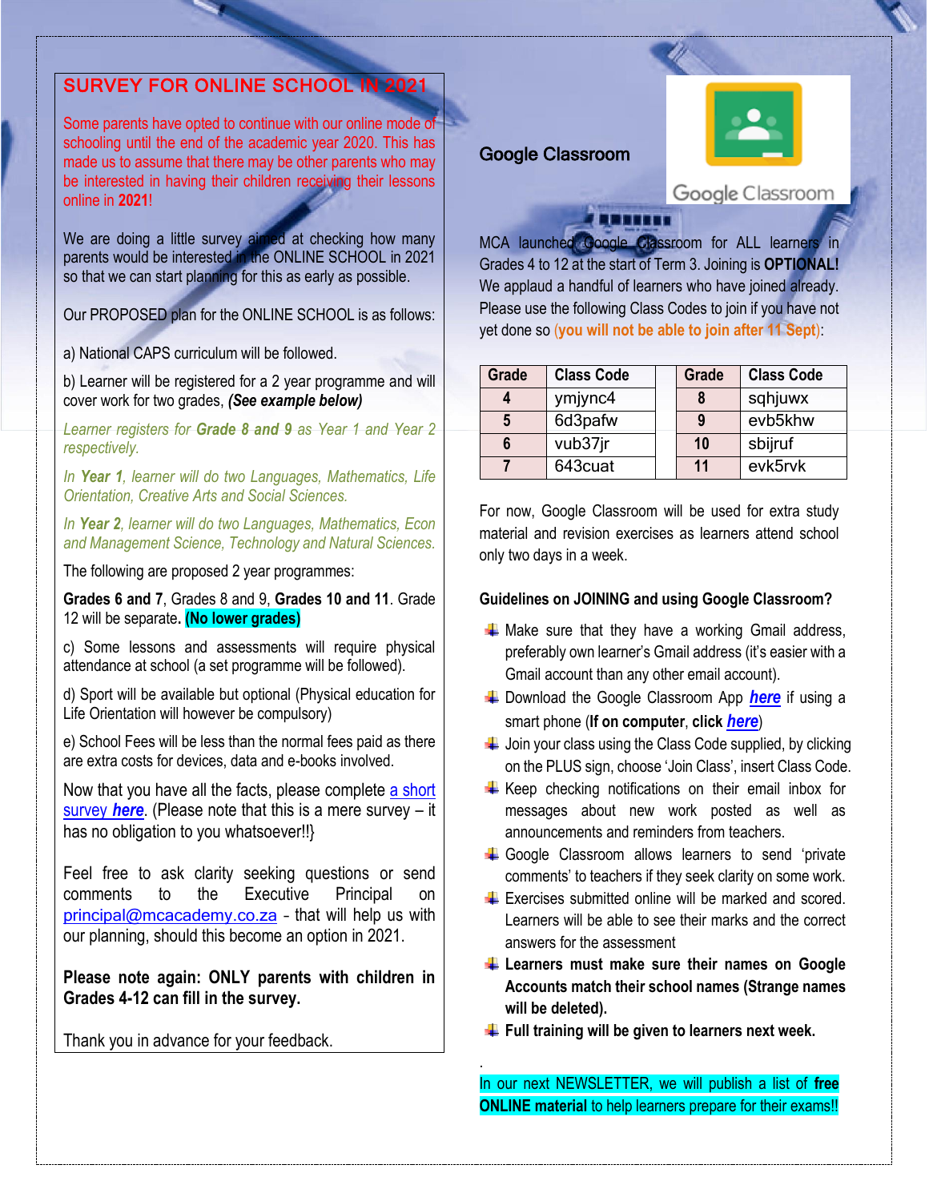## SURVEY FOR ONLINE SCHOOL IN 2021

Some parents have opted to continue with our online mode of schooling until the end of the academic year 2020. This has made us to assume that there may be other parents who may be interested in having their children receiving their lessons online in **2021**!

We are doing a little survey aimed at checking how many parents would be interested in the ONLINE SCHOOL in 2021 so that we can start planning for this as early as possible.

Our PROPOSED plan for the ONLINE SCHOOL is as follows:

a) National CAPS curriculum will be followed.

b) Learner will be registered for a 2 year programme and will cover work for two grades, ***(See example below)***

*Learner registers for **Grade 8 and 9** as Year 1 and Year 2 respectively.*

*In **Year 1**, learner will do two Languages, Mathematics, Life Orientation, Creative Arts and Social Sciences.*

*In **Year 2**, learner will do two Languages, Mathematics, Econ and Management Science, Technology and Natural Sciences.*

The following are proposed 2 year programmes:

**Grades 6 and 7**, Grades 8 and 9, **Grades 10 and 11**. Grade 12 will be separate**.** **(No lower grades)**

c) Some lessons and assessments will require physical attendance at school (a set programme will be followed).

d) Sport will be available but optional (Physical education for Life Orientation will however be compulsory)

e) School Fees will be less than the normal fees paid as there are extra costs for devices, data and e-books involved.

Now that you have all the facts, please complete a short survey ***here***. (Please note that this is a mere survey – it has no obligation to you whatsoever!!}

Feel free to ask clarity seeking questions or send comments to the Executive Principal on principal@mcacademy.co.za - that will help us with our planning, should this become an option in 2021.

**Please note again: ONLY parents with children in Grades 4-12 can fill in the survey.**

Thank you in advance for your feedback.

## Google Classroom

MCA launched Google Classroom for ALL learners in Grades 4 to 12 at the start of Term 3. Joining is **OPTIONAL!** We applaud a handful of learners who have joined already. Please use the following Class Codes to join if you have not yet done so **(you will not be able to join after 11 Sept)**:

| Grade | Class Code | Grade | Class Code |
|---|---|---|---|
| 4 | ymjync4 | 8 | sqhjuwx |
| 5 | 6d3pafw | 9 | evb5khw |
| 6 | vub37jr | 10 | sbijruf |
| 7 | 643cuat | 11 | evk5rvk |

For now, Google Classroom will be used for extra study material and revision exercises as learners attend school only two days in a week.

**Guidelines on JOINING and using Google Classroom?**

- Make sure that they have a working Gmail address, preferably own learner's Gmail address (it's easier with a Gmail account than any other email account).
- Download the Google Classroom App ***here*** if using a smart phone (**If on computer**, **click *here***)
- Join your class using the Class Code supplied, by clicking on the PLUS sign, choose 'Join Class', insert Class Code.
- Keep checking notifications on their email inbox for messages about new work posted as well as announcements and reminders from teachers.
- Google Classroom allows learners to send 'private comments' to teachers if they seek clarity on some work.
- Exercises submitted online will be marked and scored. Learners will be able to see their marks and the correct answers for the assessment
- **Learners must make sure their names on Google Accounts match their school names (Strange names will be deleted).**
- **Full training will be given to learners next week.**

In our next NEWSLETTER, we will publish a list of **free ONLINE material** to help learners prepare for their exams!!